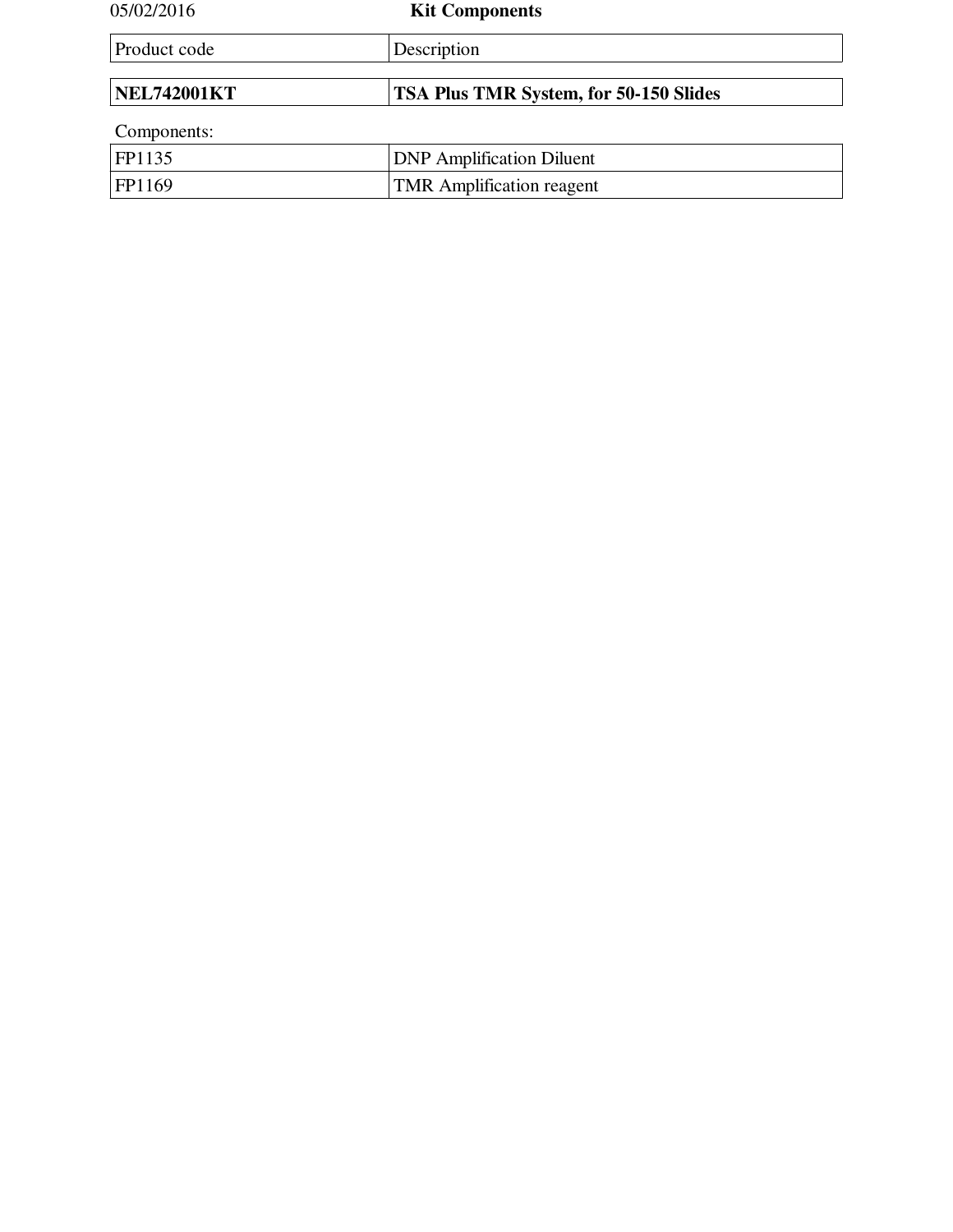05/02/2016

# Kit Components

| Product code | Description |
| --- | --- |
| **NEL742001KT** | **TSA Plus TMR System, for 50-150 Slides** |

Components:

| | |
| --- | --- |
| FP1135 | DNP Amplification Diluent |
| FP1169 | TMR Amplification reagent |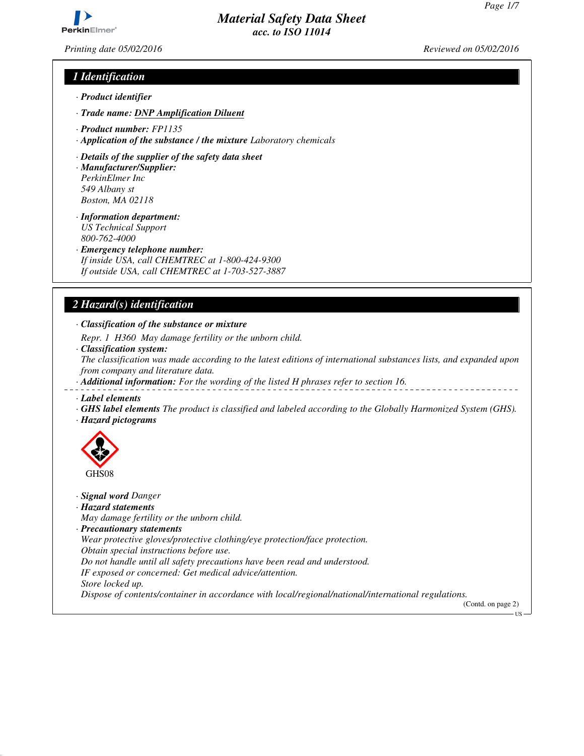# Material Safety Data Sheet
## acc. to ISO 11014

*Printing date 05/02/2016* *Reviewed on 05/02/2016*

## 1 Identification

- **Product identifier**
- **Trade name:** DNP Amplification Diluent
- **Product number:** FP1135
- **Application of the substance / the mixture** Laboratory chemicals
- **Details of the supplier of the safety data sheet**
- **Manufacturer/Supplier:**
  PerkinElmer Inc
  549 Albany st
  Boston, MA 02118
- **Information department:**
  US Technical Support
  800-762-4000
- **Emergency telephone number:**
  If inside USA, call CHEMTREC at 1-800-424-9300
  If outside USA, call CHEMTREC at 1-703-527-3887

## 2 Hazard(s) identification

- **Classification of the substance or mixture**
  Repr. 1 H360 May damage fertility or the unborn child.
- **Classification system:**
  The classification was made according to the latest editions of international substances lists, and expanded upon from company and literature data.
- **Additional information:** For the wording of the listed H phrases refer to section 16.

---

- **Label elements**
- **GHS label elements** The product is classified and labeled according to the Globally Harmonized System (GHS).
- **Hazard pictograms**

GHS08

- **Signal word** Danger
- **Hazard statements**
  May damage fertility or the unborn child.
- **Precautionary statements**
  Wear protective gloves/protective clothing/eye protection/face protection.
  Obtain special instructions before use.
  Do not handle until all safety precautions have been read and understood.
  IF exposed or concerned: Get medical advice/attention.
  Store locked up.
  Dispose of contents/container in accordance with local/regional/national/international regulations.

(Contd. on page 2)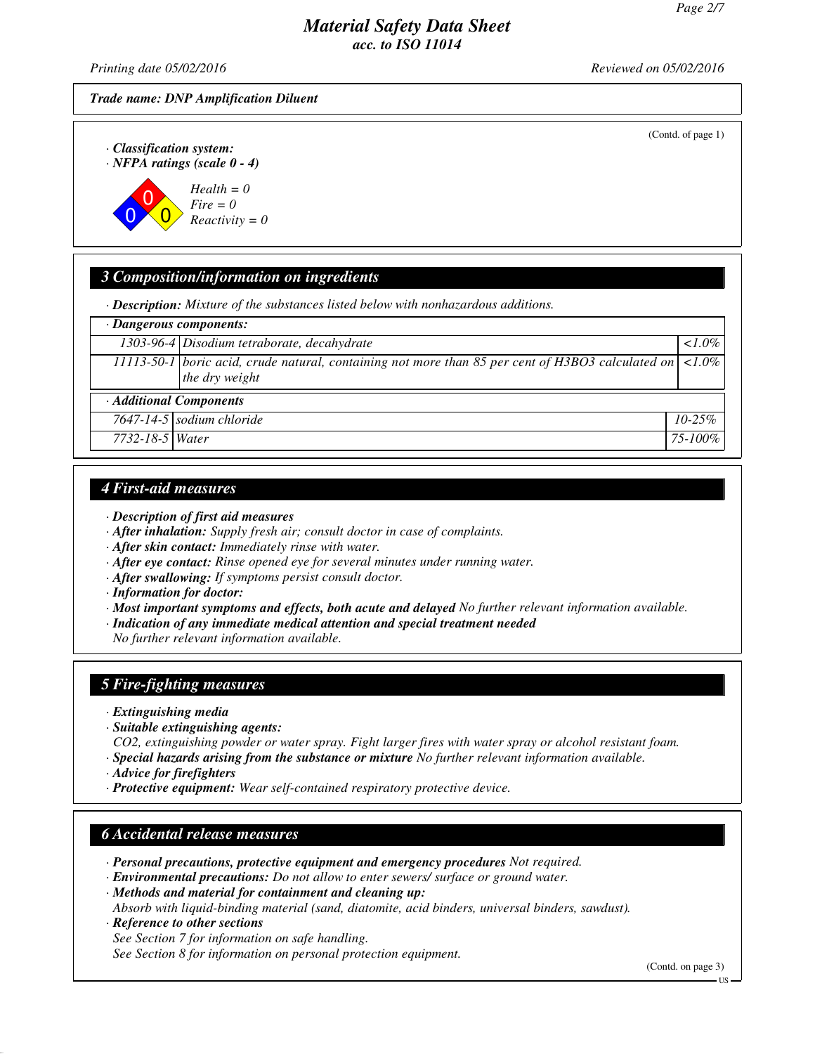*Trade name: DNP Amplification Diluent*

(Contd. of page 1)

· ***Classification system:***
· ***NFPA ratings (scale 0 - 4)***

*Health = 0*
*Fire = 0*
*Reactivity = 0*

## 3 Composition/information on ingredients

· ***Description:*** *Mixture of the substances listed below with nonhazardous additions.*

| · Dangerous components: | | |
|---|---|---|
| 1303-96-4 | Disodium tetraborate, decahydrate | <1.0% |
| 11113-50-1 | boric acid, crude natural, containing not more than 85 per cent of H3BO3 calculated on the dry weight | <1.0% |
| **· Additional Components** | | |
| 7647-14-5 | sodium chloride | 10-25% |
| 7732-18-5 | Water | 75-100% |

## 4 First-aid measures

· ***Description of first aid measures***
· ***After inhalation:*** *Supply fresh air; consult doctor in case of complaints.*
· ***After skin contact:*** *Immediately rinse with water.*
· ***After eye contact:*** *Rinse opened eye for several minutes under running water.*
· ***After swallowing:*** *If symptoms persist consult doctor.*
· ***Information for doctor:***
· ***Most important symptoms and effects, both acute and delayed*** *No further relevant information available.*
· ***Indication of any immediate medical attention and special treatment needed***
*No further relevant information available.*

## 5 Fire-fighting measures

· ***Extinguishing media***
· ***Suitable extinguishing agents:***
*CO2, extinguishing powder or water spray. Fight larger fires with water spray or alcohol resistant foam.*
· ***Special hazards arising from the substance or mixture*** *No further relevant information available.*
· ***Advice for firefighters***
· ***Protective equipment:*** *Wear self-contained respiratory protective device.*

## 6 Accidental release measures

· ***Personal precautions, protective equipment and emergency procedures*** *Not required.*
· ***Environmental precautions:*** *Do not allow to enter sewers/ surface or ground water.*
· ***Methods and material for containment and cleaning up:***
*Absorb with liquid-binding material (sand, diatomite, acid binders, universal binders, sawdust).*
· ***Reference to other sections***
*See Section 7 for information on safe handling.*
*See Section 8 for information on personal protection equipment.*

(Contd. on page 3)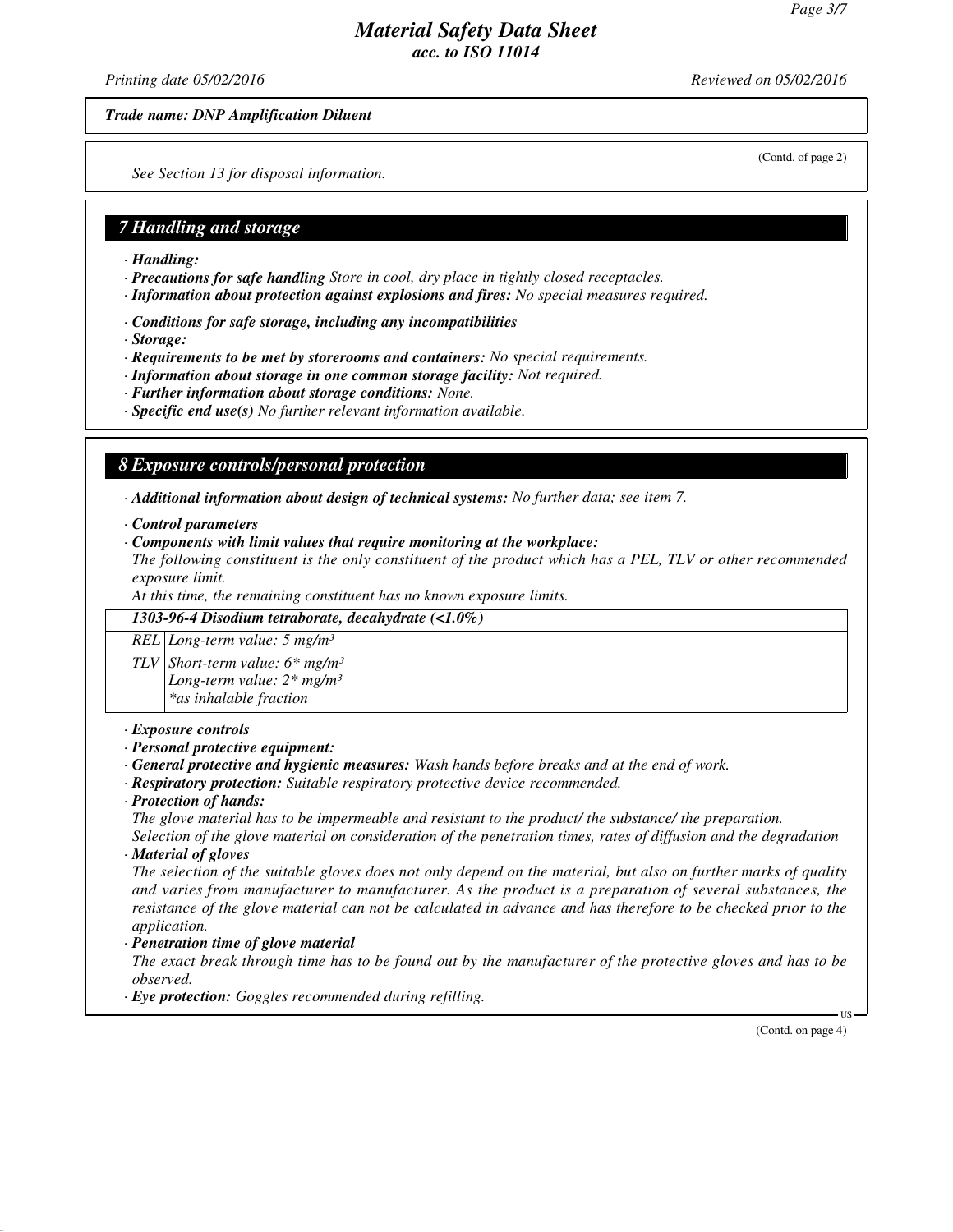*Trade name: DNP Amplification Diluent*

(Contd. of page 2)

*See Section 13 for disposal information.*

## 7 Handling and storage

· ***Handling:***
· ***Precautions for safe handling*** *Store in cool, dry place in tightly closed receptacles.*
· ***Information about protection against explosions and fires:*** *No special measures required.*

· ***Conditions for safe storage, including any incompatibilities***
· ***Storage:***
· ***Requirements to be met by storerooms and containers:*** *No special requirements.*
· ***Information about storage in one common storage facility:*** *Not required.*
· ***Further information about storage conditions:*** *None.*
· ***Specific end use(s)*** *No further relevant information available.*

## 8 Exposure controls/personal protection

· ***Additional information about design of technical systems:*** *No further data; see item 7.*

· ***Control parameters***
· ***Components with limit values that require monitoring at the workplace:***
*The following constituent is the only constituent of the product which has a PEL, TLV or other recommended exposure limit.*
*At this time, the remaining constituent has no known exposure limits.*

| *1303-96-4 Disodium tetraborate, decahydrate (<1.0%)* | |
|---|---|
| *REL* | *Long-term value: 5 mg/m³* |
| *TLV* | *Short-term value: 6* mg/m³*<br>*Long-term value: 2* mg/m³*<br>**as inhalable fraction* |

· ***Exposure controls***
· ***Personal protective equipment:***
· ***General protective and hygienic measures:*** *Wash hands before breaks and at the end of work.*
· ***Respiratory protection:*** *Suitable respiratory protective device recommended.*
· ***Protection of hands:***
*The glove material has to be impermeable and resistant to the product/ the substance/ the preparation.*
*Selection of the glove material on consideration of the penetration times, rates of diffusion and the degradation*
· ***Material of gloves***
*The selection of the suitable gloves does not only depend on the material, but also on further marks of quality and varies from manufacturer to manufacturer. As the product is a preparation of several substances, the resistance of the glove material can not be calculated in advance and has therefore to be checked prior to the application.*
· ***Penetration time of glove material***
*The exact break through time has to be found out by the manufacturer of the protective gloves and has to be observed.*
· ***Eye protection:*** *Goggles recommended during refilling.*

(Contd. on page 4)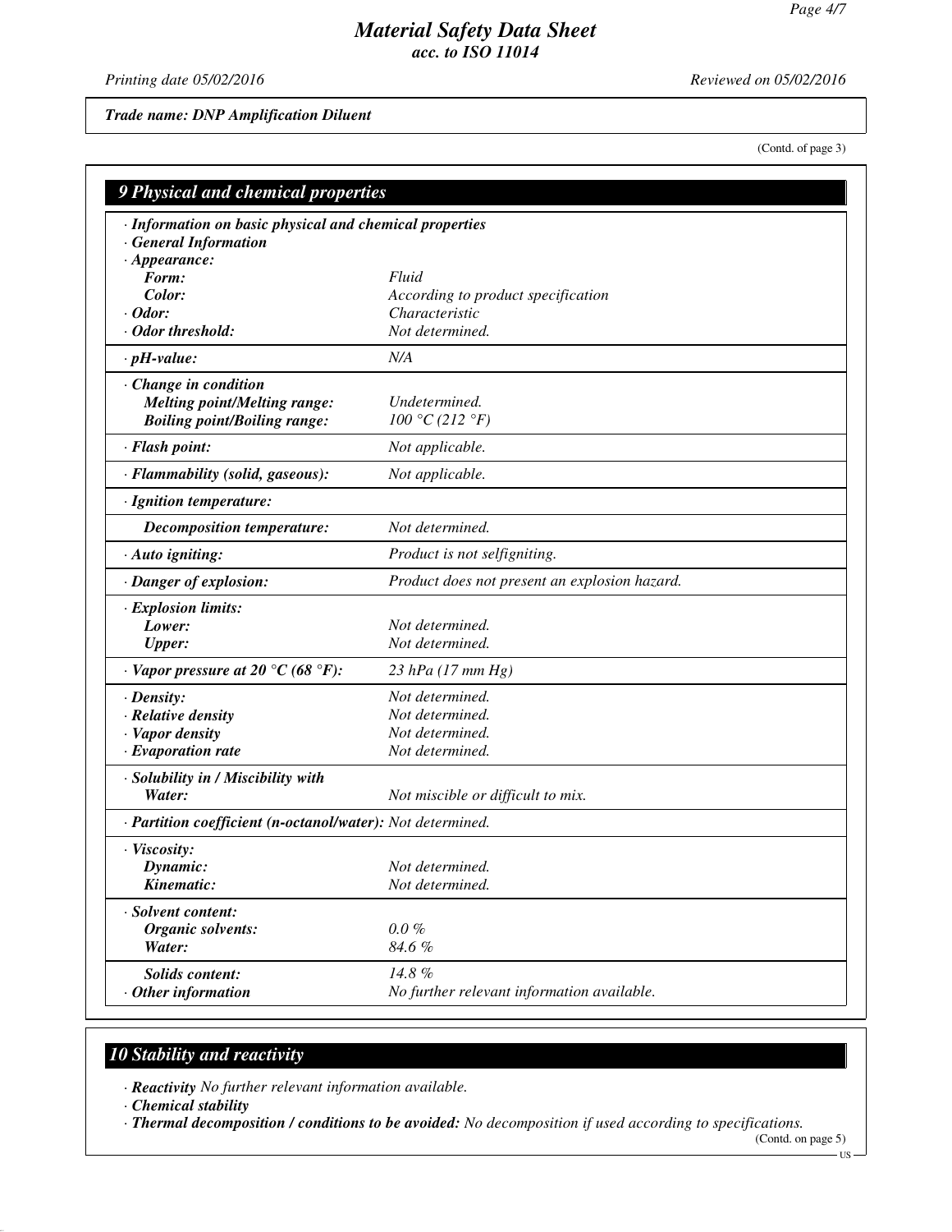*Trade name: DNP Amplification Diluent*

(Contd. of page 3)

## 9 Physical and chemical properties

| | |
|---|---|
| **· Information on basic physical and chemical properties** | |
| **· General Information** | |
| **· Appearance:** | |
| **Form:** | Fluid |
| **Color:** | According to product specification |
| **· Odor:** | Characteristic |
| **· Odor threshold:** | Not determined. |
| **· pH-value:** | N/A |
| **· Change in condition** | |
| **Melting point/Melting range:** | Undetermined. |
| **Boiling point/Boiling range:** | 100 °C (212 °F) |
| **· Flash point:** | Not applicable. |
| **· Flammability (solid, gaseous):** | Not applicable. |
| **· Ignition temperature:** | |
| **Decomposition temperature:** | Not determined. |
| **· Auto igniting:** | Product is not selfigniting. |
| **· Danger of explosion:** | Product does not present an explosion hazard. |
| **· Explosion limits:** | |
| **Lower:** | Not determined. |
| **Upper:** | Not determined. |
| **· Vapor pressure at 20 °C (68 °F):** | 23 hPa (17 mm Hg) |
| **· Density:** | Not determined. |
| **· Relative density** | Not determined. |
| **· Vapor density** | Not determined. |
| **· Evaporation rate** | Not determined. |
| **· Solubility in / Miscibility with** | |
| **Water:** | Not miscible or difficult to mix. |
| **· Partition coefficient (n-octanol/water):** | Not determined. |
| **· Viscosity:** | |
| **Dynamic:** | Not determined. |
| **Kinematic:** | Not determined. |
| **· Solvent content:** | |
| **Organic solvents:** | 0.0 % |
| **Water:** | 84.6 % |
| **Solids content:** | 14.8 % |
| **· Other information** | No further relevant information available. |

## 10 Stability and reactivity

· ***Reactivity*** *No further relevant information available.*

· ***Chemical stability***

· ***Thermal decomposition / conditions to be avoided:*** *No decomposition if used according to specifications.*

(Contd. on page 5)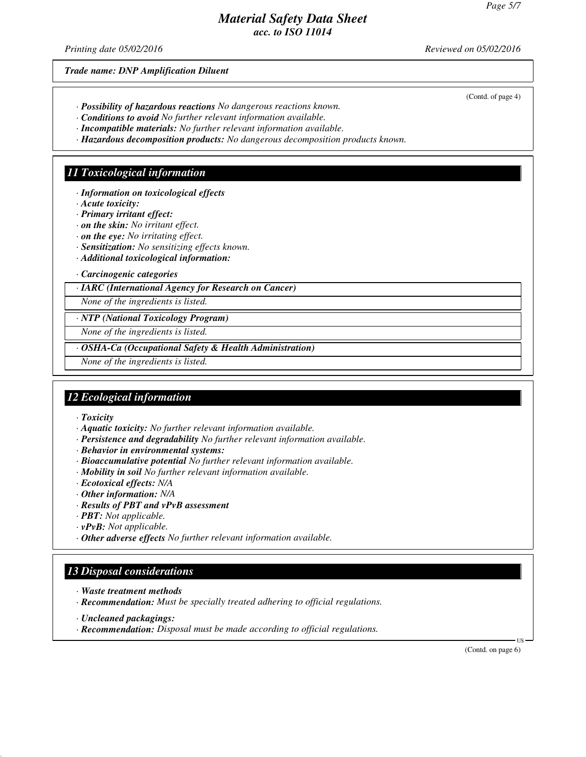*Trade name: DNP Amplification Diluent*

(Contd. of page 4)

· ***Possibility of hazardous reactions*** *No dangerous reactions known.*
· ***Conditions to avoid*** *No further relevant information available.*
· ***Incompatible materials:*** *No further relevant information available.*
· ***Hazardous decomposition products:*** *No dangerous decomposition products known.*

## *11 Toxicological information*

· ***Information on toxicological effects***
· ***Acute toxicity:***
· ***Primary irritant effect:***
· ***on the skin:*** *No irritant effect.*
· ***on the eye:*** *No irritating effect.*
· ***Sensitization:*** *No sensitizing effects known.*
· ***Additional toxicological information:***

· ***Carcinogenic categories***

| · ***IARC (International Agency for Research on Cancer)*** |
| --- |
| *None of the ingredients is listed.* |

| · ***NTP (National Toxicology Program)*** |
| --- |
| *None of the ingredients is listed.* |

| · ***OSHA-Ca (Occupational Safety & Health Administration)*** |
| --- |
| *None of the ingredients is listed.* |

## *12 Ecological information*

· ***Toxicity***
· ***Aquatic toxicity:*** *No further relevant information available.*
· ***Persistence and degradability*** *No further relevant information available.*
· ***Behavior in environmental systems:***
· ***Bioaccumulative potential*** *No further relevant information available.*
· ***Mobility in soil*** *No further relevant information available.*
· ***Ecotoxical effects:*** *N/A*
· ***Other information:*** *N/A*
· ***Results of PBT and vPvB assessment***
· ***PBT:*** *Not applicable.*
· ***vPvB:*** *Not applicable.*
· ***Other adverse effects*** *No further relevant information available.*

## *13 Disposal considerations*

· ***Waste treatment methods***
· ***Recommendation:*** *Must be specially treated adhering to official regulations.*

· ***Uncleaned packagings:***
· ***Recommendation:*** *Disposal must be made according to official regulations.*

(Contd. on page 6)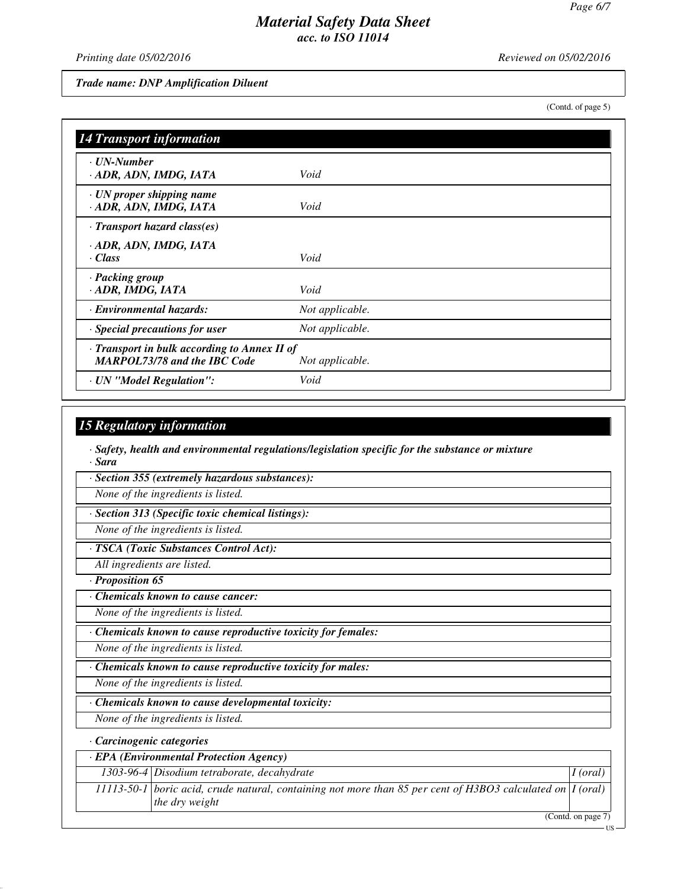(Contd. of page 5)

## 14 Transport information

| | |
|---|---|
| · UN-Number<br>· ADR, ADN, IMDG, IATA | Void |
| · UN proper shipping name<br>· ADR, ADN, IMDG, IATA | Void |
| · Transport hazard class(es)<br>· ADR, ADN, IMDG, IATA<br>· Class | Void |
| · Packing group<br>· ADR, IMDG, IATA | Void |
| · Environmental hazards: | Not applicable. |
| · Special precautions for user | Not applicable. |
| · Transport in bulk according to Annex II of MARPOL73/78 and the IBC Code | Not applicable. |
| · UN "Model Regulation": | Void |

## 15 Regulatory information

· **Safety, health and environmental regulations/legislation specific for the substance or mixture**
· **Sara**

· **Section 355 (extremely hazardous substances):**
None of the ingredients is listed.

· **Section 313 (Specific toxic chemical listings):**
None of the ingredients is listed.

· **TSCA (Toxic Substances Control Act):**
All ingredients are listed.

· **Proposition 65**

· **Chemicals known to cause cancer:**
None of the ingredients is listed.

· **Chemicals known to cause reproductive toxicity for females:**
None of the ingredients is listed.

· **Chemicals known to cause reproductive toxicity for males:**
None of the ingredients is listed.

· **Chemicals known to cause developmental toxicity:**
None of the ingredients is listed.

· **Carcinogenic categories**

· **EPA (Environmental Protection Agency)**

| | | |
|---|---|---|
| 1303-96-4 | Disodium tetraborate, decahydrate | I (oral) |
| 11113-50-1 | boric acid, crude natural, containing not more than 85 per cent of $H_3BO_3$ calculated on the dry weight | I (oral) |

(Contd. on page 7)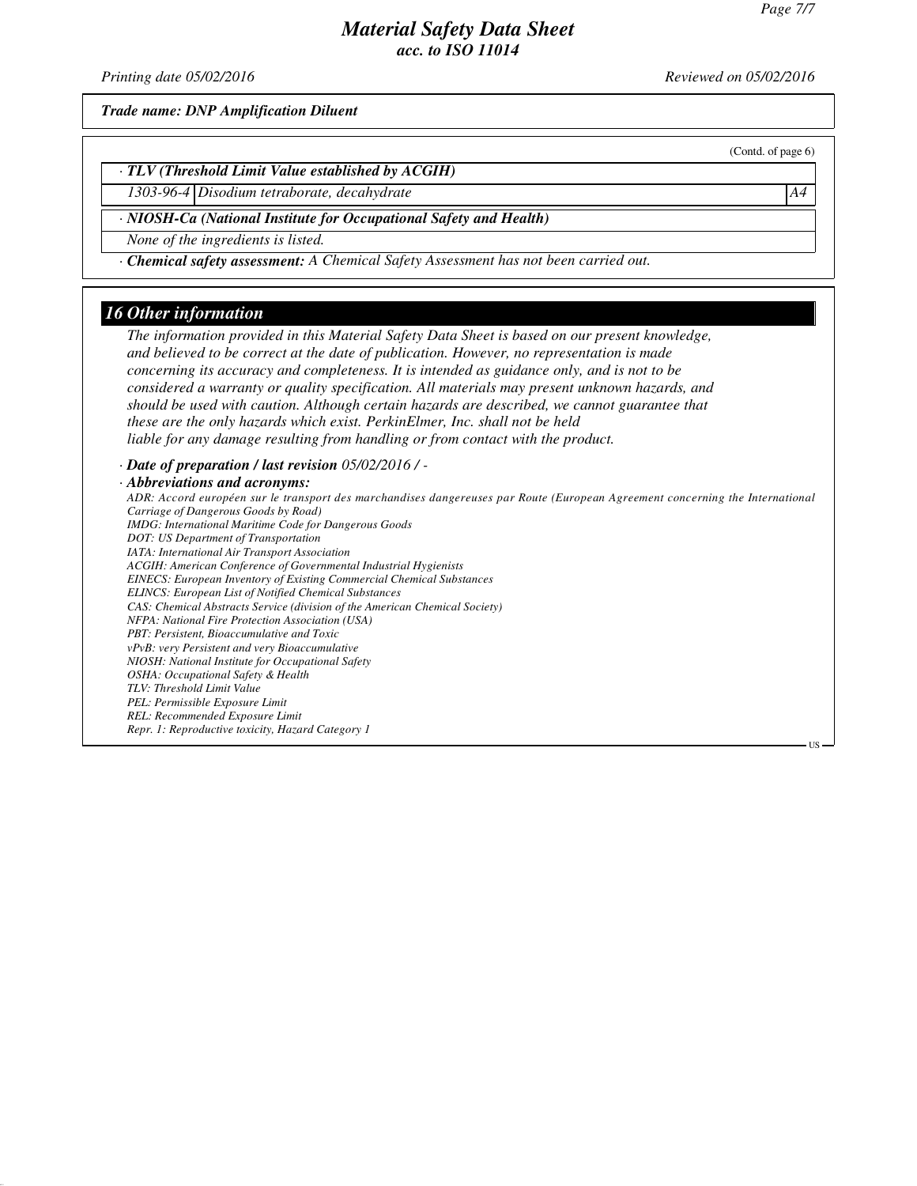(Contd. of page 6)

· **TLV (Threshold Limit Value established by ACGIH)**

| 1303-96-4 | Disodium tetraborate, decahydrate | A4 |
|---|---|---|

· **NIOSH-Ca (National Institute for Occupational Safety and Health)**

None of the ingredients is listed.

· **Chemical safety assessment:** A Chemical Safety Assessment has not been carried out.

## 16 Other information

The information provided in this Material Safety Data Sheet is based on our present knowledge, and believed to be correct at the date of publication. However, no representation is made concerning its accuracy and completeness. It is intended as guidance only, and is not to be considered a warranty or quality specification. All materials may present unknown hazards, and should be used with caution. Although certain hazards are described, we cannot guarantee that these are the only hazards which exist. PerkinElmer, Inc. shall not be held liable for any damage resulting from handling or from contact with the product.

· **Date of preparation / last revision** 05/02/2016 / -

· **Abbreviations and acronyms:**

ADR: Accord européen sur le transport des marchandises dangereuses par Route (European Agreement concerning the International Carriage of Dangerous Goods by Road)
IMDG: International Maritime Code for Dangerous Goods
DOT: US Department of Transportation
IATA: International Air Transport Association
ACGIH: American Conference of Governmental Industrial Hygienists
EINECS: European Inventory of Existing Commercial Chemical Substances
ELINCS: European List of Notified Chemical Substances
CAS: Chemical Abstracts Service (division of the American Chemical Society)
NFPA: National Fire Protection Association (USA)
PBT: Persistent, Bioaccumulative and Toxic
vPvB: very Persistent and very Bioaccumulative
NIOSH: National Institute for Occupational Safety
OSHA: Occupational Safety & Health
TLV: Threshold Limit Value
PEL: Permissible Exposure Limit
REL: Recommended Exposure Limit
Repr. 1: Reproductive toxicity, Hazard Category 1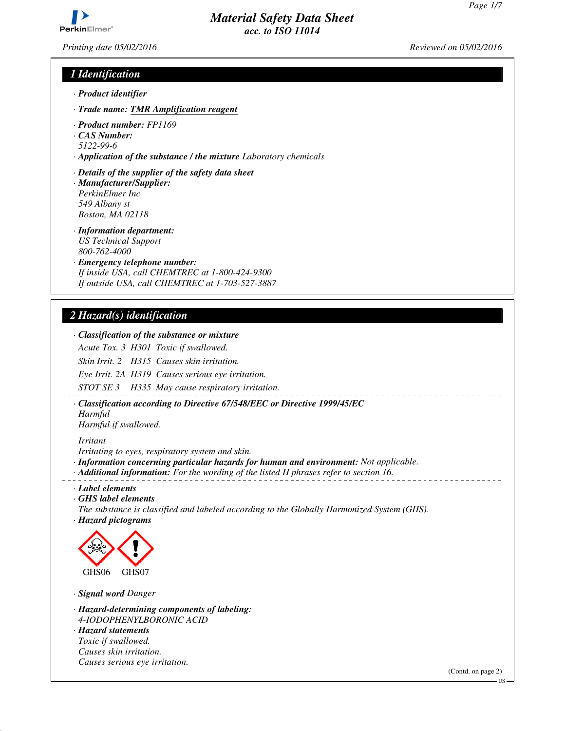# Material Safety Data Sheet
*acc. to ISO 11014*

*Printing date 05/02/2016* *Reviewed on 05/02/2016*

## 1 Identification

· **Product identifier**

· **Trade name:** **TMR Amplification reagent**

· **Product number:** FP1169
· **CAS Number:**
5122-99-6
· **Application of the substance / the mixture** Laboratory chemicals

· **Details of the supplier of the safety data sheet**
· **Manufacturer/Supplier:**
PerkinElmer Inc
549 Albany st
Boston, MA 02118

· **Information department:**
US Technical Support
800-762-4000
· **Emergency telephone number:**
If inside USA, call CHEMTREC at 1-800-424-9300
If outside USA, call CHEMTREC at 1-703-527-3887

## 2 Hazard(s) identification

· **Classification of the substance or mixture**

Acute Tox. 3 H301 Toxic if swallowed.

Skin Irrit. 2 H315 Causes skin irritation.

Eye Irrit. 2A H319 Causes serious eye irritation.

STOT SE 3 H335 May cause respiratory irritation.

· **Classification according to Directive 67/548/EEC or Directive 1999/45/EC**
Harmful
Harmful if swallowed.

Irritant
Irritating to eyes, respiratory system and skin.
· **Information concerning particular hazards for human and environment:** Not applicable.
· **Additional information:** For the wording of the listed H phrases refer to section 16.

· **Label elements**
· **GHS label elements**
The substance is classified and labeled according to the Globally Harmonized System (GHS).
· **Hazard pictograms**

GHS06 GHS07

· **Signal word** Danger

· **Hazard-determining components of labeling:**
4-IODOPHENYLBORONIC ACID
· **Hazard statements**
Toxic if swallowed.
Causes skin irritation.
Causes serious eye irritation.

(Contd. on page 2)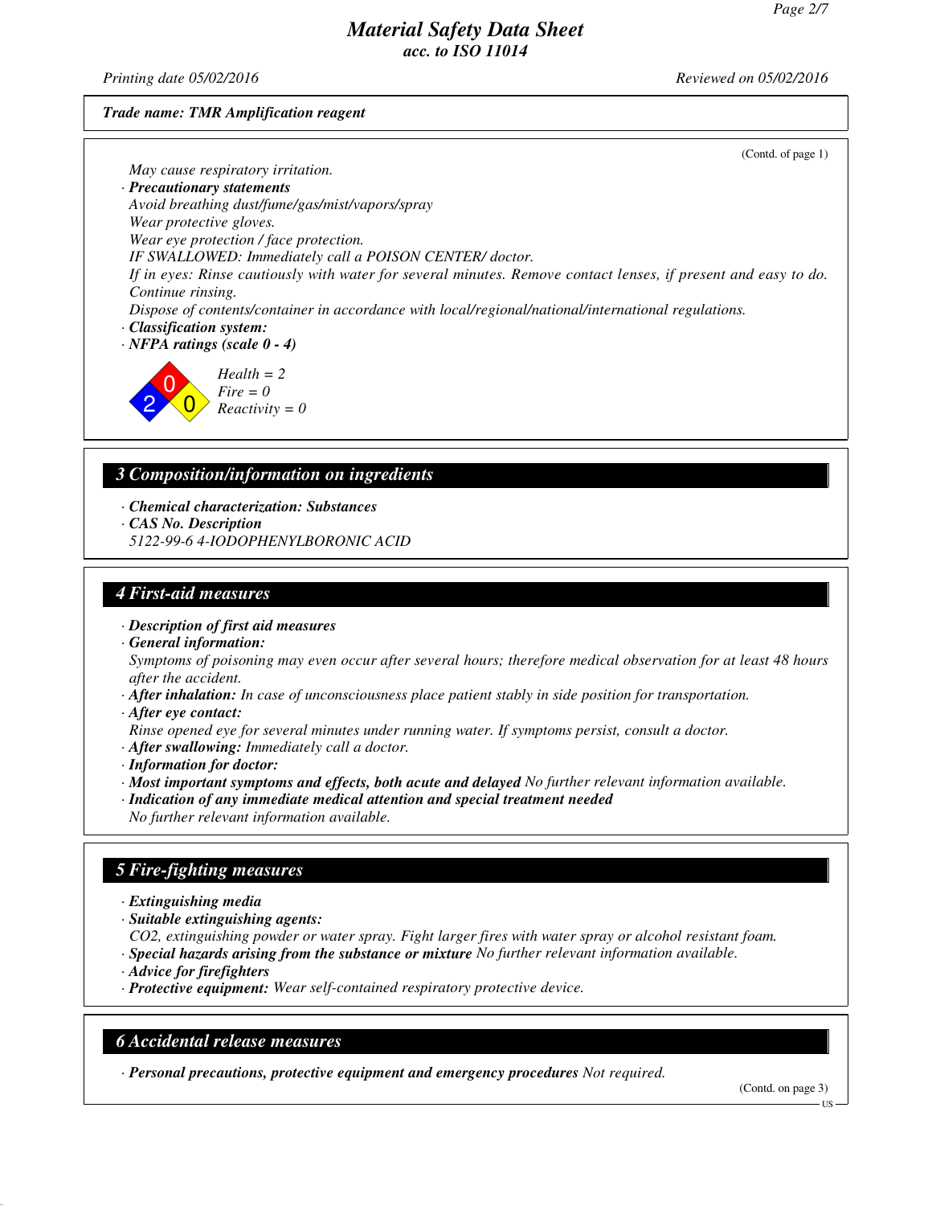*Material Safety Data Sheet*
*acc. to ISO 11014*

*Printing date 05/02/2016* *Reviewed on 05/02/2016*

***Trade name: TMR Amplification reagent***

(Contd. of page 1)

*May cause respiratory irritation.*

· ***Precautionary statements***
*Avoid breathing dust/fume/gas/mist/vapors/spray*
*Wear protective gloves.*
*Wear eye protection / face protection.*
*IF SWALLOWED: Immediately call a POISON CENTER/ doctor.*
*If in eyes: Rinse cautiously with water for several minutes. Remove contact lenses, if present and easy to do. Continue rinsing.*
*Dispose of contents/container in accordance with local/regional/national/international regulations.*

· ***Classification system:***

· ***NFPA ratings (scale 0 - 4)***

*Health = 2*
*Fire = 0*
*Reactivity = 0*

## *3 Composition/information on ingredients*

· ***Chemical characterization: Substances***
· ***CAS No. Description***
*5122-99-6 4-IODOPHENYLBORONIC ACID*

## *4 First-aid measures*

· ***Description of first aid measures***
· ***General information:***
*Symptoms of poisoning may even occur after several hours; therefore medical observation for at least 48 hours after the accident.*
· ***After inhalation:*** *In case of unconsciousness place patient stably in side position for transportation.*
· ***After eye contact:***
*Rinse opened eye for several minutes under running water. If symptoms persist, consult a doctor.*
· ***After swallowing:*** *Immediately call a doctor.*
· ***Information for doctor:***
· ***Most important symptoms and effects, both acute and delayed*** *No further relevant information available.*
· ***Indication of any immediate medical attention and special treatment needed***
*No further relevant information available.*

## *5 Fire-fighting measures*

· ***Extinguishing media***
· ***Suitable extinguishing agents:***
*CO2, extinguishing powder or water spray. Fight larger fires with water spray or alcohol resistant foam.*
· ***Special hazards arising from the substance or mixture*** *No further relevant information available.*
· ***Advice for firefighters***
· ***Protective equipment:*** *Wear self-contained respiratory protective device.*

## *6 Accidental release measures*

· ***Personal precautions, protective equipment and emergency procedures*** *Not required.*

(Contd. on page 3)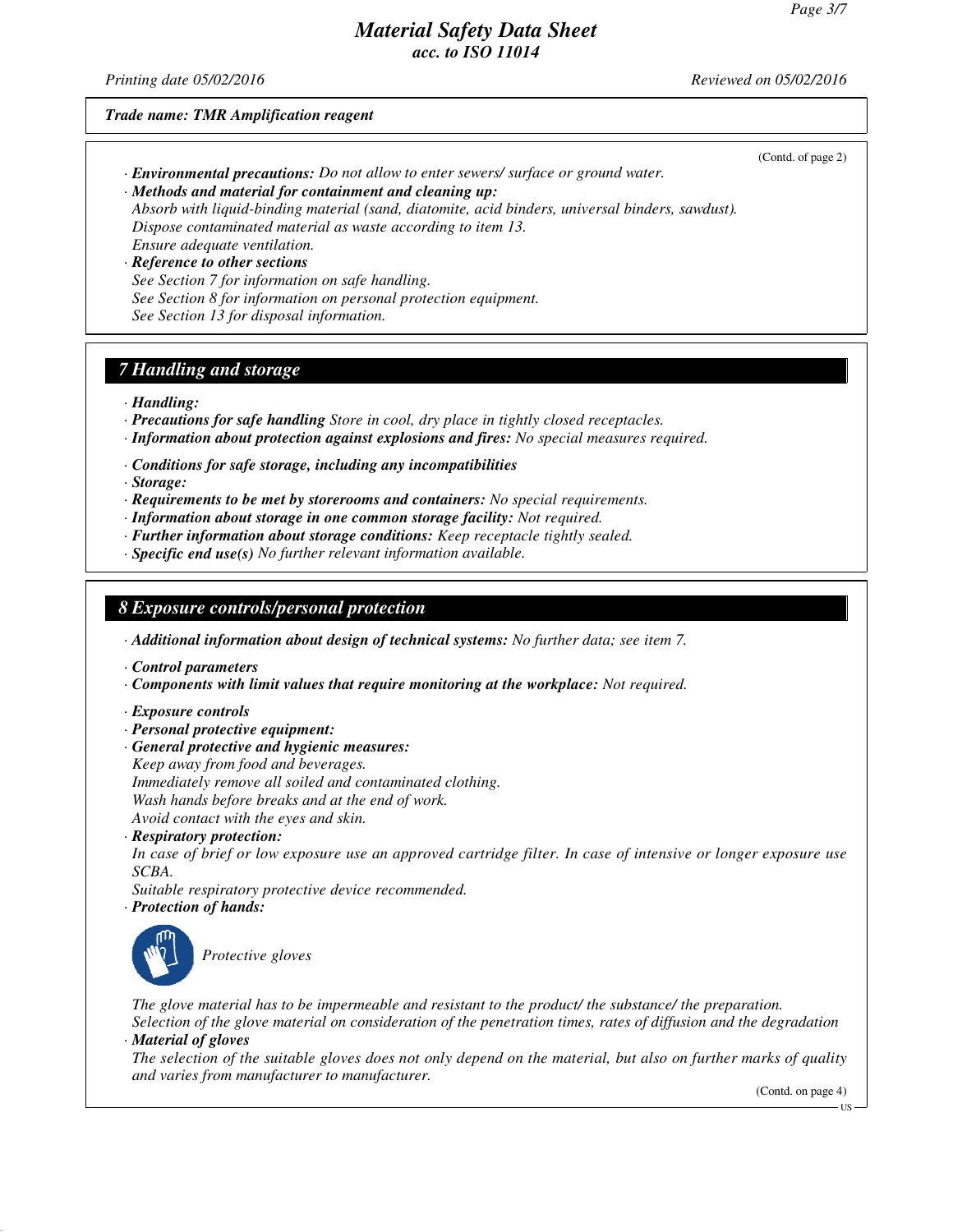*Trade name: TMR Amplification reagent*

(Contd. of page 2)

· ***Environmental precautions:*** *Do not allow to enter sewers/ surface or ground water.*
· ***Methods and material for containment and cleaning up:***
*Absorb with liquid-binding material (sand, diatomite, acid binders, universal binders, sawdust).*
*Dispose contaminated material as waste according to item 13.*
*Ensure adequate ventilation.*
· ***Reference to other sections***
*See Section 7 for information on safe handling.*
*See Section 8 for information on personal protection equipment.*
*See Section 13 for disposal information.*

## *7 Handling and storage*

· ***Handling:***
· ***Precautions for safe handling*** *Store in cool, dry place in tightly closed receptacles.*
· ***Information about protection against explosions and fires:*** *No special measures required.*

· ***Conditions for safe storage, including any incompatibilities***
· ***Storage:***
· ***Requirements to be met by storerooms and containers:*** *No special requirements.*
· ***Information about storage in one common storage facility:*** *Not required.*
· ***Further information about storage conditions:*** *Keep receptacle tightly sealed.*
· ***Specific end use(s)*** *No further relevant information available.*

## *8 Exposure controls/personal protection*

· ***Additional information about design of technical systems:*** *No further data; see item 7.*

· ***Control parameters***
· ***Components with limit values that require monitoring at the workplace:*** *Not required.*

· ***Exposure controls***
· ***Personal protective equipment:***
· ***General protective and hygienic measures:***
*Keep away from food and beverages.*
*Immediately remove all soiled and contaminated clothing.*
*Wash hands before breaks and at the end of work.*
*Avoid contact with the eyes and skin.*
· ***Respiratory protection:***
*In case of brief or low exposure use an approved cartridge filter. In case of intensive or longer exposure use SCBA.*
*Suitable respiratory protective device recommended.*
· ***Protection of hands:***

*Protective gloves*

*The glove material has to be impermeable and resistant to the product/ the substance/ the preparation.*
*Selection of the glove material on consideration of the penetration times, rates of diffusion and the degradation*
· ***Material of gloves***
*The selection of the suitable gloves does not only depend on the material, but also on further marks of quality and varies from manufacturer to manufacturer.*

(Contd. on page 4)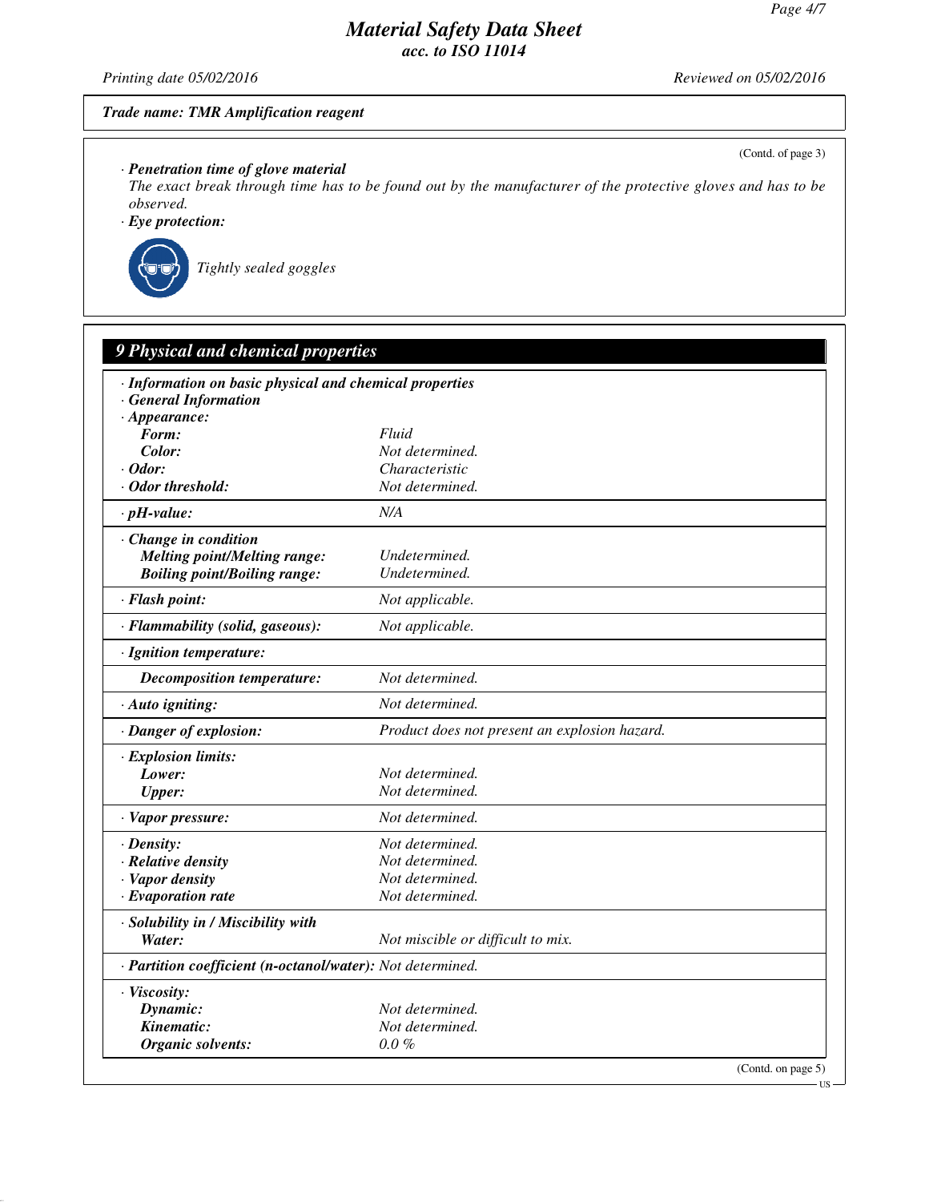*Trade name: TMR Amplification reagent*

(Contd. of page 3)

**· Penetration time of glove material**
The exact break through time has to be found out by the manufacturer of the protective gloves and has to be observed.

**· Eye protection:**

Tightly sealed goggles

## 9 Physical and chemical properties

| | |
|---|---|
| **· Information on basic physical and chemical properties** | |
| **· General Information** | |
| **· Appearance:** | |
| **Form:** | Fluid |
| **Color:** | Not determined. |
| **· Odor:** | Characteristic |
| **· Odor threshold:** | Not determined. |
| **· pH-value:** | N/A |
| **· Change in condition** | |
| **Melting point/Melting range:** | Undetermined. |
| **Boiling point/Boiling range:** | Undetermined. |
| **· Flash point:** | Not applicable. |
| **· Flammability (solid, gaseous):** | Not applicable. |
| **· Ignition temperature:** | |
| **Decomposition temperature:** | Not determined. |
| **· Auto igniting:** | Not determined. |
| **· Danger of explosion:** | Product does not present an explosion hazard. |
| **· Explosion limits:** | |
| **Lower:** | Not determined. |
| **Upper:** | Not determined. |
| **· Vapor pressure:** | Not determined. |
| **· Density:** | Not determined. |
| **· Relative density** | Not determined. |
| **· Vapor density** | Not determined. |
| **· Evaporation rate** | Not determined. |
| **· Solubility in / Miscibility with** | |
| **Water:** | Not miscible or difficult to mix. |
| **· Partition coefficient (n-octanol/water):** | Not determined. |
| **· Viscosity:** | |
| **Dynamic:** | Not determined. |
| **Kinematic:** | Not determined. |
| **Organic solvents:** | 0.0 % |

(Contd. on page 5)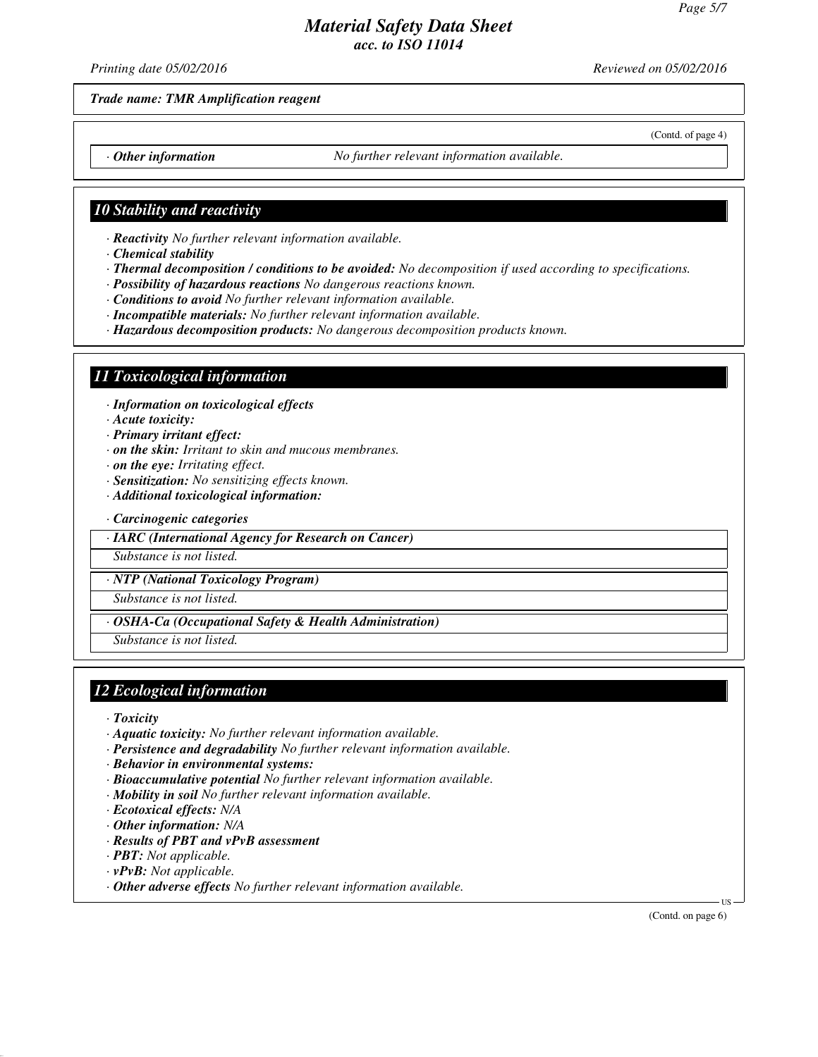(Contd. of page 4)

· **Other information** No further relevant information available.

## 10 Stability and reactivity

· **Reactivity** No further relevant information available.
· **Chemical stability**
· **Thermal decomposition / conditions to be avoided:** No decomposition if used according to specifications.
· **Possibility of hazardous reactions** No dangerous reactions known.
· **Conditions to avoid** No further relevant information available.
· **Incompatible materials:** No further relevant information available.
· **Hazardous decomposition products:** No dangerous decomposition products known.

## 11 Toxicological information

· **Information on toxicological effects**
· **Acute toxicity:**
· **Primary irritant effect:**
· **on the skin:** Irritant to skin and mucous membranes.
· **on the eye:** Irritating effect.
· **Sensitization:** No sensitizing effects known.
· **Additional toxicological information:**

· **Carcinogenic categories**

· **IARC (International Agency for Research on Cancer)**

Substance is not listed.

· **NTP (National Toxicology Program)**

Substance is not listed.

· **OSHA-Ca (Occupational Safety & Health Administration)**

Substance is not listed.

## 12 Ecological information

· **Toxicity**
· **Aquatic toxicity:** No further relevant information available.
· **Persistence and degradability** No further relevant information available.
· **Behavior in environmental systems:**
· **Bioaccumulative potential** No further relevant information available.
· **Mobility in soil** No further relevant information available.
· **Ecotoxical effects:** N/A
· **Other information:** N/A
· **Results of PBT and vPvB assessment**
· **PBT:** Not applicable.
· **vPvB:** Not applicable.
· **Other adverse effects** No further relevant information available.

(Contd. on page 6)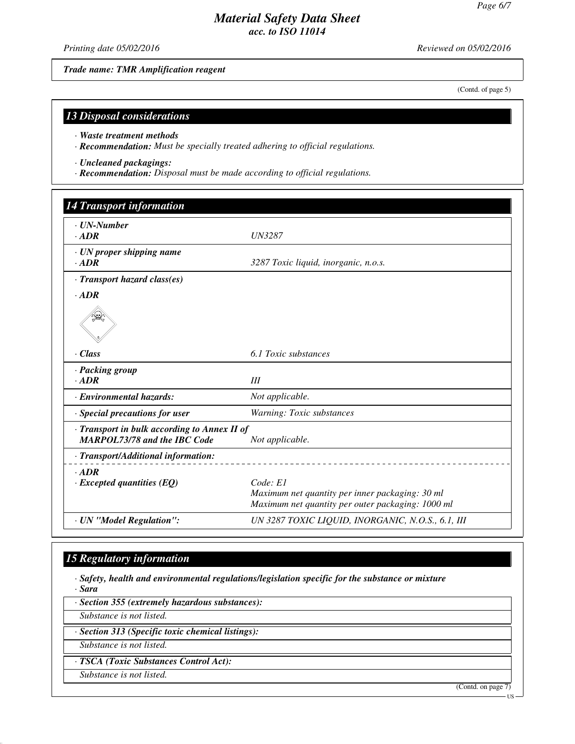# Material Safety Data Sheet
*acc. to ISO 11014*

*Printing date 05/02/2016* *Reviewed on 05/02/2016*

***Trade name: TMR Amplification reagent***

(Contd. of page 5)

## 13 Disposal considerations

· ***Waste treatment methods***
· ***Recommendation:*** *Must be specially treated adhering to official regulations.*

· ***Uncleaned packagings:***
· ***Recommendation:*** *Disposal must be made according to official regulations.*

## 14 Transport information

| | |
|---|---|
| · ***UN-Number*** | |
| · ***ADR*** | *UN3287* |
| · ***UN proper shipping name*** | |
| · ***ADR*** | *3287 Toxic liquid, inorganic, n.o.s.* |
| · ***Transport hazard class(es)*** | |
| · ***ADR*** | |
| · ***Class*** | *6.1 Toxic substances* |
| · ***Packing group*** | |
| · ***ADR*** | *III* |
| · ***Environmental hazards:*** | *Not applicable.* |
| · ***Special precautions for user*** | *Warning: Toxic substances* |
| · ***Transport in bulk according to Annex II of MARPOL73/78 and the IBC Code*** | *Not applicable.* |
| · ***Transport/Additional information:*** | |
| · ***ADR*** | |
| · ***Excepted quantities (EQ)*** | *Code: E1*<br>*Maximum net quantity per inner packaging: 30 ml*<br>*Maximum net quantity per outer packaging: 1000 ml* |
| · ***UN "Model Regulation":*** | *UN 3287 TOXIC LIQUID, INORGANIC, N.O.S., 6.1, III* |

## 15 Regulatory information

· ***Safety, health and environmental regulations/legislation specific for the substance or mixture***
· ***Sara***

· ***Section 355 (extremely hazardous substances):***

*Substance is not listed.*

· ***Section 313 (Specific toxic chemical listings):***

*Substance is not listed.*

· ***TSCA (Toxic Substances Control Act):***

*Substance is not listed.*

(Contd. on page 7)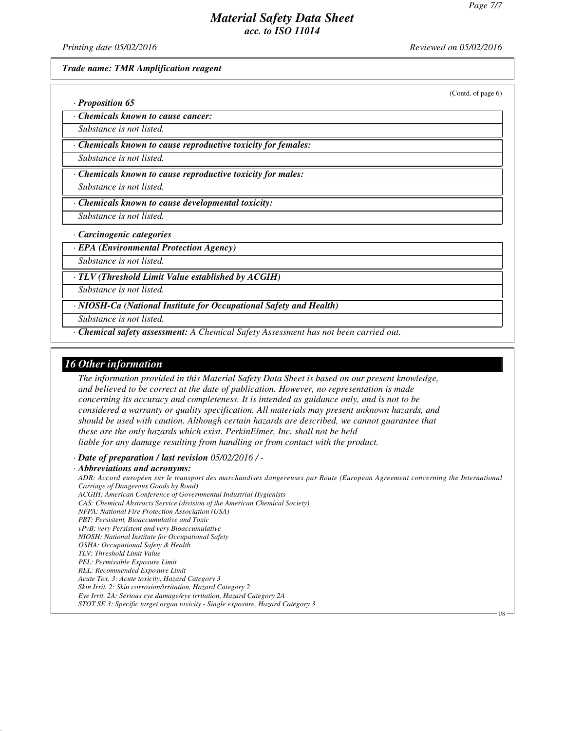*Trade name: TMR Amplification reagent*

(Contd. of page 6)

· ***Proposition 65***

· ***Chemicals known to cause cancer:***

*Substance is not listed.*

· ***Chemicals known to cause reproductive toxicity for females:***

*Substance is not listed.*

· ***Chemicals known to cause reproductive toxicity for males:***

*Substance is not listed.*

· ***Chemicals known to cause developmental toxicity:***

*Substance is not listed.*

· ***Carcinogenic categories***

· ***EPA (Environmental Protection Agency)***

*Substance is not listed.*

· ***TLV (Threshold Limit Value established by ACGIH)***

*Substance is not listed.*

· ***NIOSH-Ca (National Institute for Occupational Safety and Health)***

*Substance is not listed.*

· ***Chemical safety assessment:*** *A Chemical Safety Assessment has not been carried out.*

## *16 Other information*

*The information provided in this Material Safety Data Sheet is based on our present knowledge, and believed to be correct at the date of publication. However, no representation is made concerning its accuracy and completeness. It is intended as guidance only, and is not to be considered a warranty or quality specification. All materials may present unknown hazards, and should be used with caution. Although certain hazards are described, we cannot guarantee that these are the only hazards which exist. PerkinElmer, Inc. shall not be held liable for any damage resulting from handling or from contact with the product.*

· ***Date of preparation / last revision*** *05/02/2016 / -*

· ***Abbreviations and acronyms:***

*ADR: Accord européen sur le transport des marchandises dangereuses par Route (European Agreement concerning the International Carriage of Dangerous Goods by Road)*
*ACGIH: American Conference of Governmental Industrial Hygienists*
*CAS: Chemical Abstracts Service (division of the American Chemical Society)*
*NFPA: National Fire Protection Association (USA)*
*PBT: Persistent, Bioaccumulative and Toxic*
*vPvB: very Persistent and very Bioaccumulative*
*NIOSH: National Institute for Occupational Safety*
*OSHA: Occupational Safety & Health*
*TLV: Threshold Limit Value*
*PEL: Permissible Exposure Limit*
*REL: Recommended Exposure Limit*
*Acute Tox. 3: Acute toxicity, Hazard Category 3*
*Skin Irrit. 2: Skin corrosion/irritation, Hazard Category 2*
*Eye Irrit. 2A: Serious eye damage/eye irritation, Hazard Category 2A*
*STOT SE 3: Specific target organ toxicity - Single exposure, Hazard Category 3*